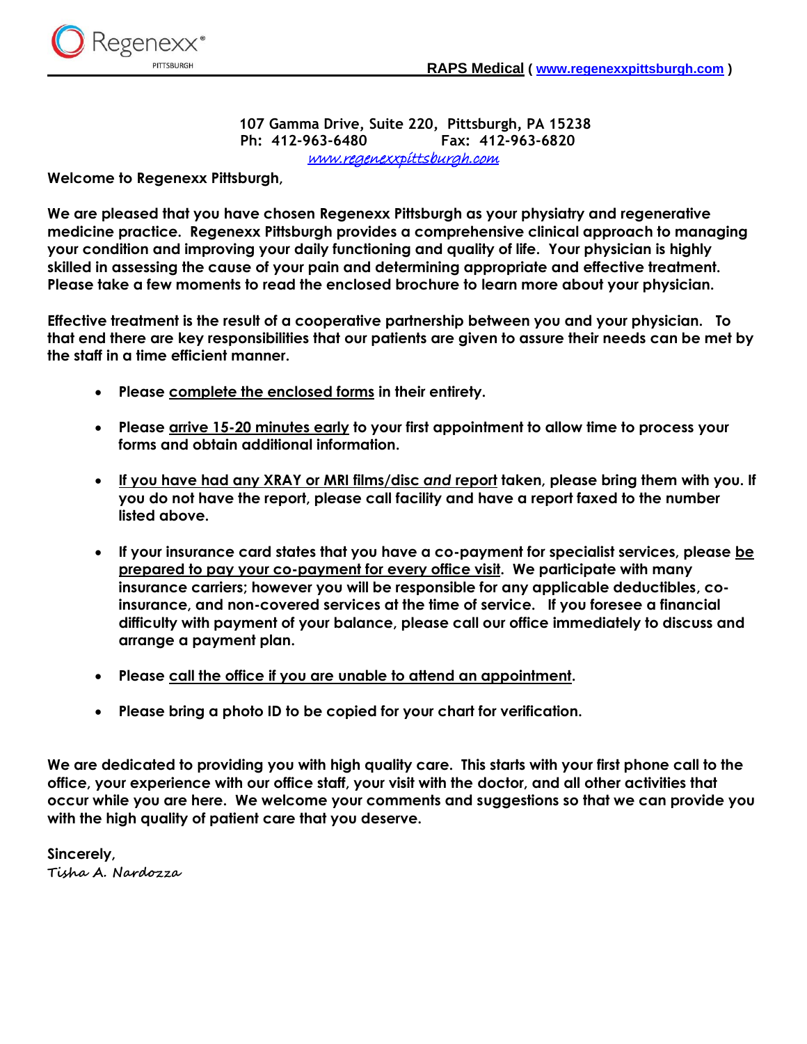Regenexx® PITTSBURGH

**RAPS Medical** ( www.regenexxpittsburgh.com )

**107 Gamma Drive, Suite 220, Pittsburgh, PA 15238**
**Ph: 412-963-6480 Fax: 412-963-6820**
www.regenexxpittsburgh.com

**Welcome to Regenexx Pittsburgh,**

**We are pleased that you have chosen Regenexx Pittsburgh as your physiatry and regenerative medicine practice. Regenexx Pittsburgh provides a comprehensive clinical approach to managing your condition and improving your daily functioning and quality of life. Your physician is highly skilled in assessing the cause of your pain and determining appropriate and effective treatment. Please take a few moments to read the enclosed brochure to learn more about your physician.**

**Effective treatment is the result of a cooperative partnership between you and your physician. To that end there are key responsibilities that our patients are given to assure their needs can be met by the staff in a time efficient manner.**

- **Please complete the enclosed forms in their entirety.**
- **Please arrive 15-20 minutes early to your first appointment to allow time to process your forms and obtain additional information.**
- **If you have had any XRAY or MRI films/disc *and* report taken, please bring them with you. If you do not have the report, please call facility and have a report faxed to the number listed above.**
- **If your insurance card states that you have a co-payment for specialist services, please be prepared to pay your co-payment for every office visit. We participate with many insurance carriers; however you will be responsible for any applicable deductibles, co-insurance, and non-covered services at the time of service. If you foresee a financial difficulty with payment of your balance, please call our office immediately to discuss and arrange a payment plan.**
- **Please call the office if you are unable to attend an appointment.**
- **Please bring a photo ID to be copied for your chart for verification.**

**We are dedicated to providing you with high quality care. This starts with your first phone call to the office, your experience with our office staff, your visit with the doctor, and all other activities that occur while you are here. We welcome your comments and suggestions so that we can provide you with the high quality of patient care that you deserve.**

**Sincerely,**
Tisha A. Nardozza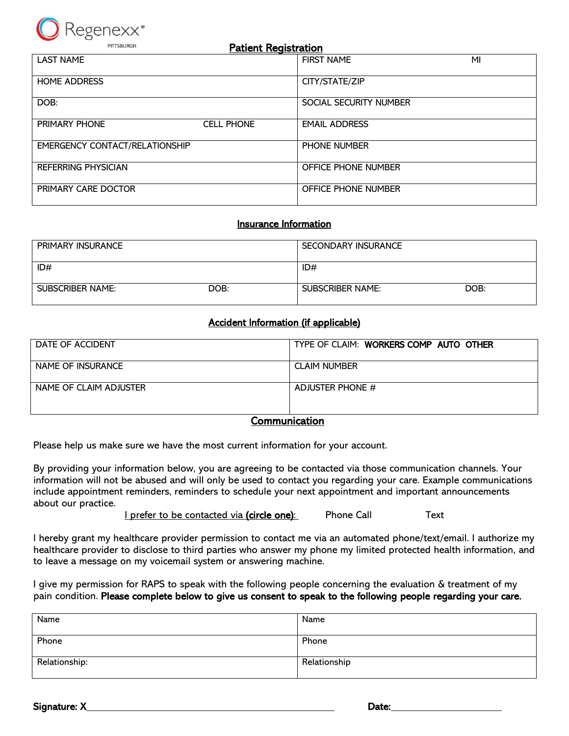Regenexx®
PITTSBURGH

## Patient Registration

| | | |
|---|---|---|
| LAST NAME | FIRST NAME | MI |
| HOME ADDRESS | CITY/STATE/ZIP | |
| DOB: | SOCIAL SECURITY NUMBER | |
| PRIMARY PHONE &nbsp;&nbsp;&nbsp;&nbsp; CELL PHONE | EMAIL ADDRESS | |
| EMERGENCY CONTACT/RELATIONSHIP | PHONE NUMBER | |
| REFERRING PHYSICIAN | OFFICE PHONE NUMBER | |
| PRIMARY CARE DOCTOR | OFFICE PHONE NUMBER | |

## Insurance Information

| | |
|---|---|
| PRIMARY INSURANCE | SECONDARY INSURANCE |
| ID# | ID# |
| SUBSCRIBER NAME: &nbsp;&nbsp;&nbsp;&nbsp; DOB: | SUBSCRIBER NAME: &nbsp;&nbsp;&nbsp;&nbsp; DOB: |

## Accident Information (if applicable)

| | |
|---|---|
| DATE OF ACCIDENT | TYPE OF CLAIM: **WORKERS COMP AUTO OTHER** |
| NAME OF INSURANCE | CLAIM NUMBER |
| NAME OF CLAIM ADJUSTER | ADJUSTER PHONE # |

## Communication

Please help us make sure we have the most current information for your account.

By providing your information below, you are agreeing to be contacted via those communication channels. Your information will not be abused and will only be used to contact you regarding your care. Example communications include appointment reminders, reminders to schedule your next appointment and important announcements about our practice.

I prefer to be contacted via **(circle one)**: &nbsp;&nbsp;&nbsp;&nbsp; Phone Call &nbsp;&nbsp;&nbsp;&nbsp; Text

I hereby grant my healthcare provider permission to contact me via an automated phone/text/email. I authorize my healthcare provider to disclose to third parties who answer my phone my limited protected health information, and to leave a message on my voicemail system or answering machine.

I give my permission for RAPS to speak with the following people concerning the evaluation & treatment of my pain condition. **Please complete below to give us consent to speak to the following people regarding your care.**

| | |
|---|---|
| Name | Name |
| Phone | Phone |
| Relationship: | Relationship |

**Signature: X**\_\_\_\_\_\_\_\_\_\_\_\_\_\_\_\_\_\_\_\_\_\_\_\_\_\_\_\_\_\_\_\_\_\_\_\_\_\_\_\_ **Date:**\_\_\_\_\_\_\_\_\_\_\_\_\_\_\_\_\_\_\_\_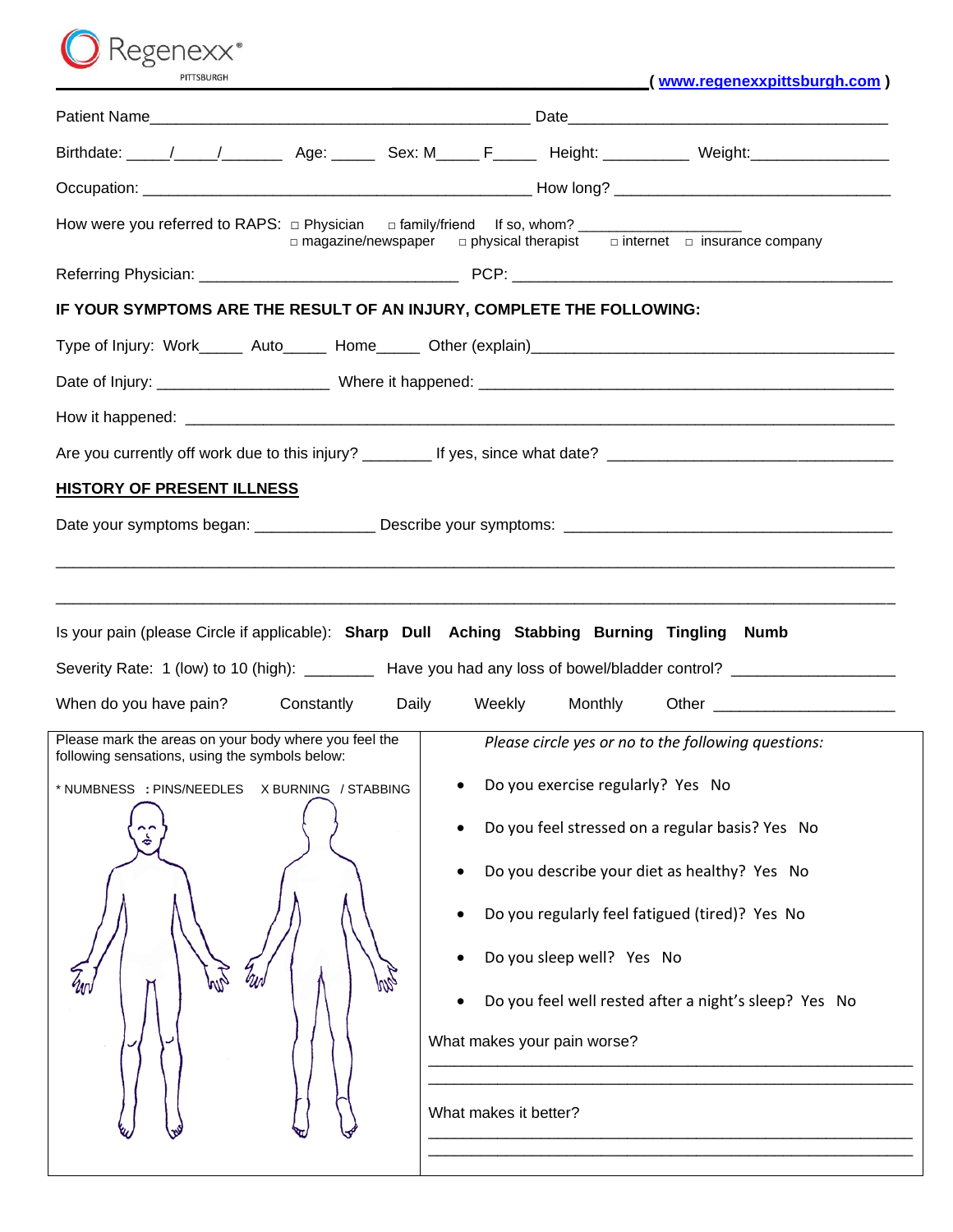Regenexx® PITTSBURGH

**( www.regenexxpittsburgh.com )**

Patient Name_____________________________________________ Date____________________________________

Birthdate: _____/_____/_______ Age: _____ Sex: M_____ F_____ Height: __________ Weight:________________

Occupation: _____________________________________________ How long? _______________________________

How were you referred to RAPS: □ Physician □ family/friend If so, whom? ____________________
□ magazine/newspaper □ physical therapist □ internet □ insurance company

Referring Physician: ______________________________ PCP: ____________________________________________

**IF YOUR SYMPTOMS ARE THE RESULT OF AN INJURY, COMPLETE THE FOLLOWING:**

Type of Injury: Work_____ Auto_____ Home_____ Other (explain)__________________________________________

Date of Injury: ____________________ Where it happened: _______________________________________________

How it happened: ______________________________________________________________________________

Are you currently off work due to this injury? ________ If yes, since what date? _________________________________

## HISTORY OF PRESENT ILLNESS

Date your symptoms began: ______________ Describe your symptoms: ______________________________________

________________________________________________________________________________________________

________________________________________________________________________________________________

Is your pain (please Circle if applicable): **Sharp Dull Aching Stabbing Burning Tingling Numb**

Severity Rate: 1 (low) to 10 (high): ________ Have you had any loss of bowel/bladder control? __________________

When do you have pain? Constantly Daily Weekly Monthly Other _____________________

Please mark the areas on your body where you feel the following sensations, using the symbols below:

* NUMBNESS : PINS/NEEDLES X BURNING / STABBING

*Please circle yes or no to the following questions:*

- Do you exercise regularly? Yes No
- Do you feel stressed on a regular basis? Yes No
- Do you describe your diet as healthy? Yes No
- Do you regularly feel fatigued (tired)? Yes No
- Do you sleep well? Yes No
- Do you feel well rested after a night's sleep? Yes No

What makes your pain worse?
__________________________________________________________
__________________________________________________________

What makes it better?
__________________________________________________________
__________________________________________________________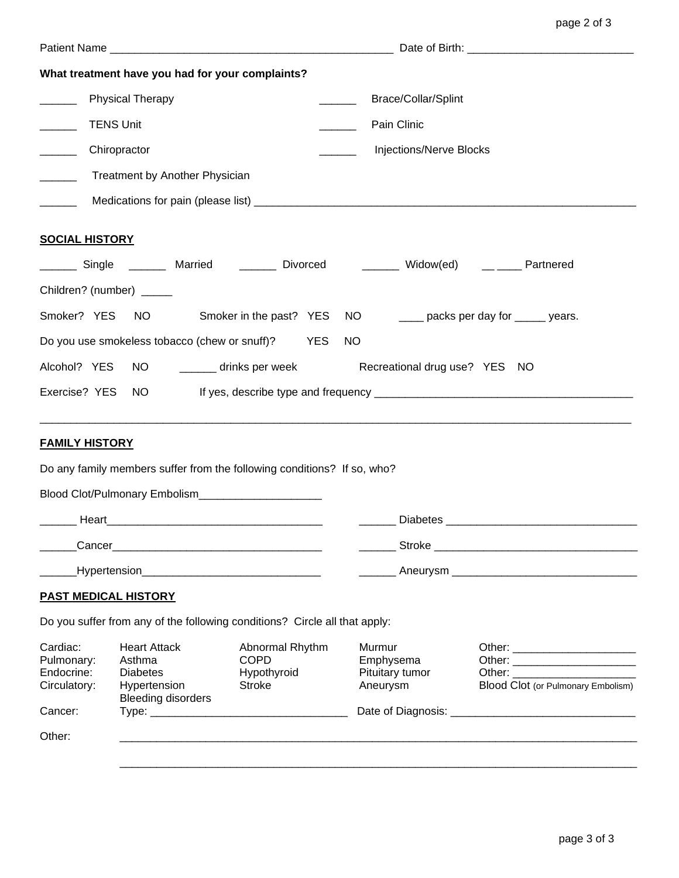Patient Name _____________________________________________ Date of Birth: ___________________________

**What treatment have you had for your complaints?**

______ Physical Therapy ______ Brace/Collar/Splint

______ TENS Unit ______ Pain Clinic

______ Chiropractor ______ Injections/Nerve Blocks

______ Treatment by Another Physician

______ Medications for pain (please list) _________________________________________________________________

## SOCIAL HISTORY

______ Single ______ Married ______ Divorced ______ Widow(ed) __ ____ Partnered

Children? (number) _____

Smoker? YES NO Smoker in the past? YES NO ____ packs per day for _____ years.

Do you use smokeless tobacco (chew or snuff)? YES NO

Alcohol? YES NO ______ drinks per week Recreational drug use? YES NO

Exercise? YES NO If yes, describe type and frequency __________________________________________

_____________________________________________________________________________________________

## FAMILY HISTORY

Do any family members suffer from the following conditions? If so, who?

Blood Clot/Pulmonary Embolism____________________

______ Heart___________________________________ ______ Diabetes _______________________________

______Cancer__________________________________ ______ Stroke _________________________________

______Hypertension_____________________________ ______ Aneurysm ______________________________

## PAST MEDICAL HISTORY

Do you suffer from any of the following conditions? Circle all that apply:

| | | | | |
|---|---|---|---|---|
| Cardiac: | Heart Attack | Abnormal Rhythm | Murmur | Other: ____________________ |
| Pulmonary: | Asthma | COPD | Emphysema | Other: ____________________ |
| Endocrine: | Diabetes | Hypothyroid | Pituitary tumor | Other: ____________________ |
| Circulatory: | Hypertension | Stroke | Aneurysm | Blood Clot (or Pulmonary Embolism) |
| | Bleeding disorders | | | |

Cancer: Type: ________________________________ Date of Diagnosis: ______________________________

Other: _________________________________________________________________________________________

_________________________________________________________________________________________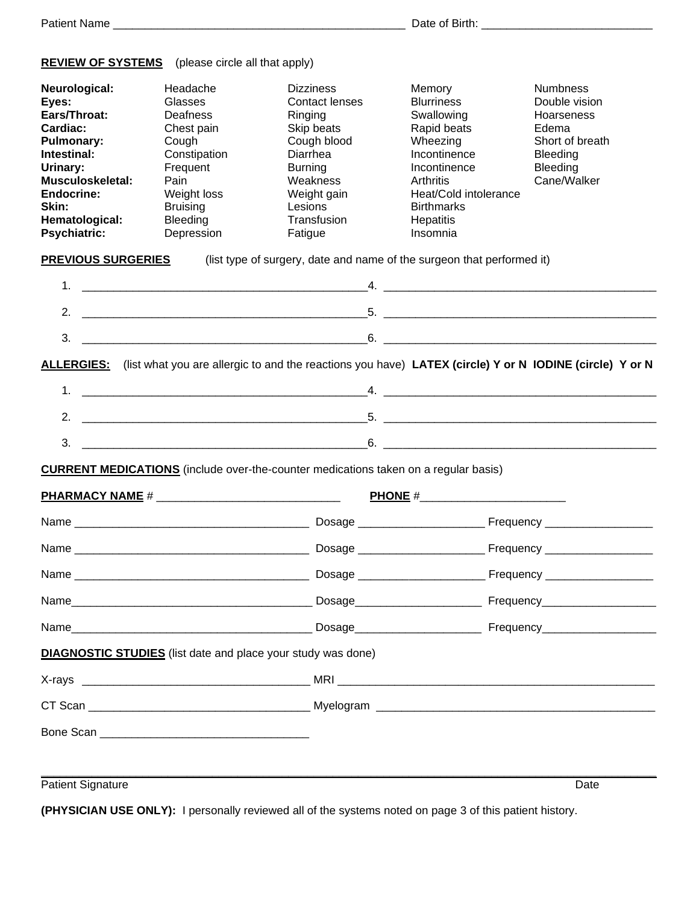Patient Name ______________________________________________ Date of Birth: __________________________

**REVIEW OF SYSTEMS** (please circle all that apply)

| | | | | |
|---|---|---|---|---|
| **Neurological:** | Headache | Dizziness | Memory | Numbness |
| **Eyes:** | Glasses | Contact lenses | Blurriness | Double vision |
| **Ears/Throat:** | Deafness | Ringing | Swallowing | Hoarseness |
| **Cardiac:** | Chest pain | Skip beats | Rapid beats | Edema |
| **Pulmonary:** | Cough | Cough blood | Wheezing | Short of breath |
| **Intestinal:** | Constipation | Diarrhea | Incontinence | Bleeding |
| **Urinary:** | Frequent | Burning | Incontinence | Bleeding |
| **Musculoskeletal:** | Pain | Weakness | Arthritis | Cane/Walker |
| **Endocrine:** | Weight loss | Weight gain | Heat/Cold intolerance | |
| **Skin:** | Bruising | Lesions | Birthmarks | |
| **Hematological:** | Bleeding | Transfusion | Hepatitis | |
| **Psychiatric:** | Depression | Fatigue | Insomnia | |

**PREVIOUS SURGERIES** (list type of surgery, date and name of the surgeon that performed it)

1. _____________________________________________ 4. ___________________________________________
2. _____________________________________________ 5. ___________________________________________
3. _____________________________________________ 6. ___________________________________________

**ALLERGIES:** (list what you are allergic to and the reactions you have) **LATEX (circle) Y or N IODINE (circle) Y or N**

1. _____________________________________________ 4. ___________________________________________
2. _____________________________________________ 5. ___________________________________________
3. _____________________________________________ 6. ___________________________________________

**CURRENT MEDICATIONS** (include over-the-counter medications taken on a regular basis)

**PHARMACY NAME** # _____________________________ **PHONE** #_______________________

Name ____________________________________ Dosage ___________________ Frequency ________________

Name ____________________________________ Dosage ___________________ Frequency ________________

Name ____________________________________ Dosage ___________________ Frequency ________________

Name______________________________________ Dosage___________________ Frequency_________________

Name______________________________________ Dosage___________________ Frequency_________________

**DIAGNOSTIC STUDIES** (list date and place your study was done)

X-rays ___________________________________ MRI ___________________________________________________

CT Scan __________________________________ Myelogram ____________________________________________

Bone Scan ________________________________

_____________________________________________________________________________________________

Patient Signature Date

**(PHYSICIAN USE ONLY):** I personally reviewed all of the systems noted on page 3 of this patient history.